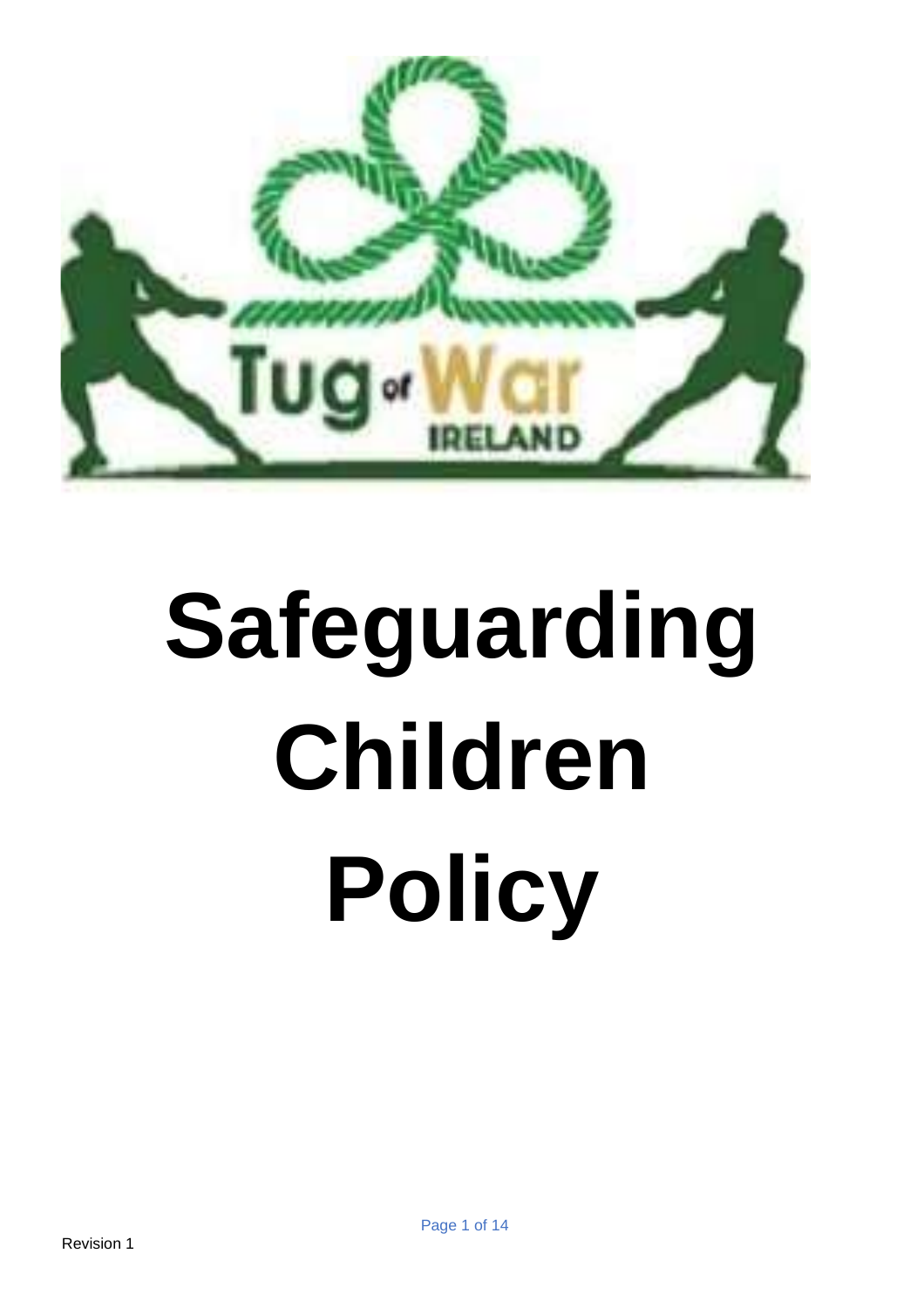# Safeguarding Children Policy

Revision 1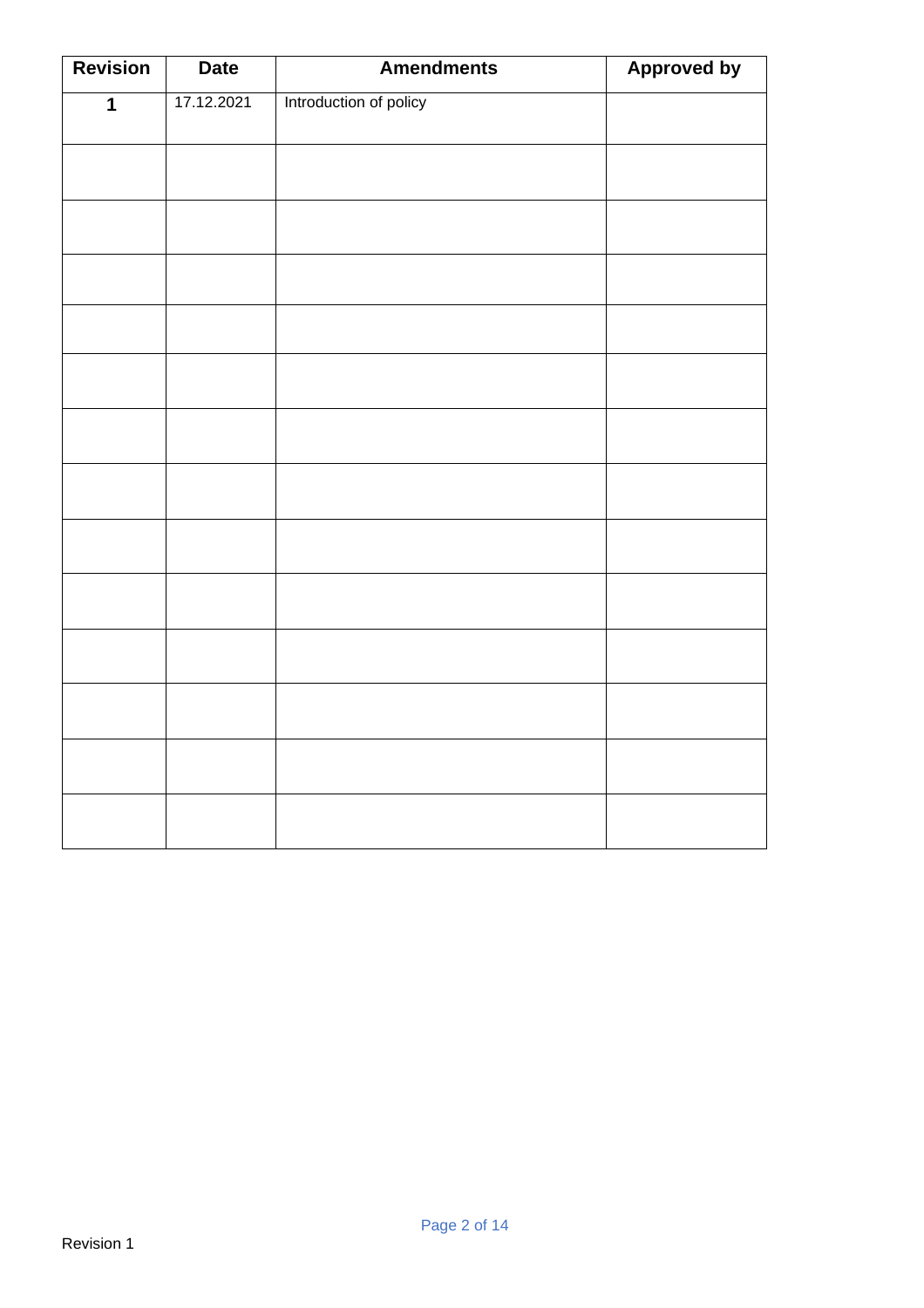| Revision | Date | Amendments | Approved by |
|---|---|---|---|
| 1 | 17.12.2021 | Introduction of policy | |
| | | | |
| | | | |
| | | | |
| | | | |
| | | | |
| | | | |
| | | | |
| | | | |
| | | | |
| | | | |
| | | | |
| | | | |
| | | | |

Revision 1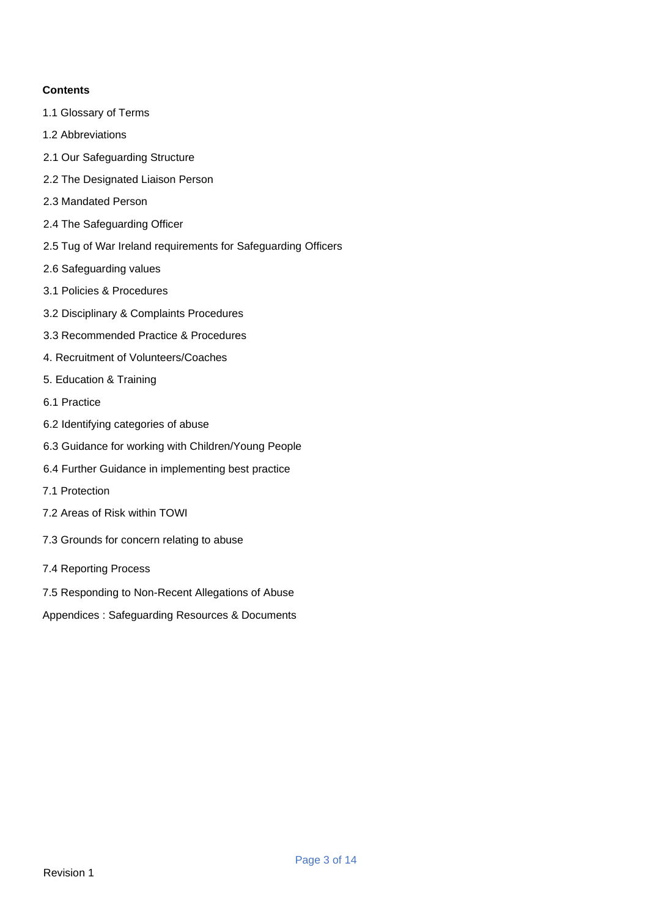**Contents**

1.1 Glossary of Terms

1.2 Abbreviations

2.1 Our Safeguarding Structure

2.2 The Designated Liaison Person

2.3 Mandated Person

2.4 The Safeguarding Officer

2.5 Tug of War Ireland requirements for Safeguarding Officers

2.6 Safeguarding values

3.1 Policies & Procedures

3.2 Disciplinary & Complaints Procedures

3.3 Recommended Practice & Procedures

4. Recruitment of Volunteers/Coaches

5. Education & Training

6.1 Practice

6.2 Identifying categories of abuse

6.3 Guidance for working with Children/Young People

6.4 Further Guidance in implementing best practice

7.1 Protection

7.2 Areas of Risk within TOWI

7.3 Grounds for concern relating to abuse

7.4 Reporting Process

7.5 Responding to Non-Recent Allegations of Abuse

Appendices : Safeguarding Resources & Documents

Revision 1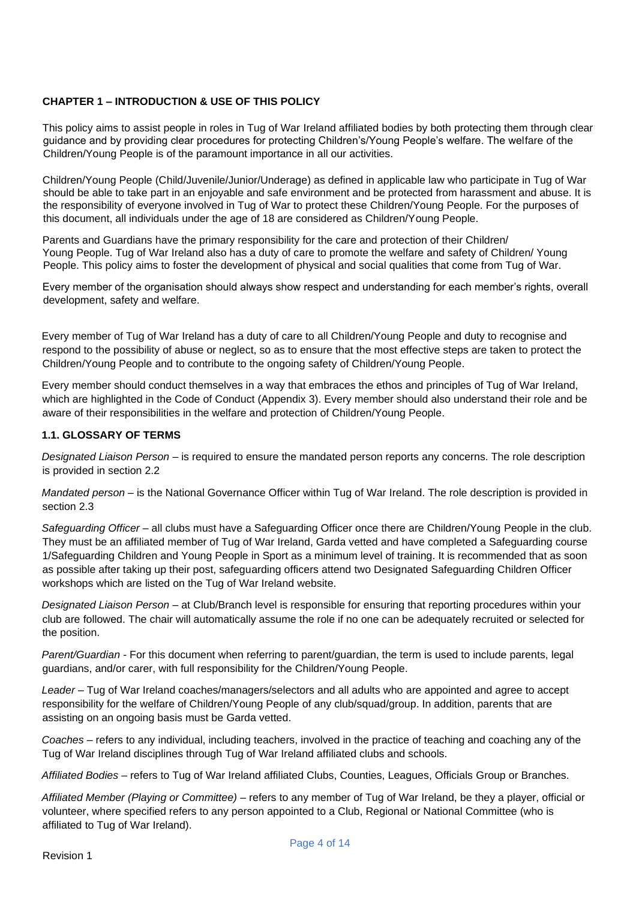## CHAPTER 1 – INTRODUCTION & USE OF THIS POLICY

This policy aims to assist people in roles in Tug of War Ireland affiliated bodies by both protecting them through clear guidance and by providing clear procedures for protecting Children's/Young People's welfare. The welfare of the Children/Young People is of the paramount importance in all our activities.

Children/Young People (Child/Juvenile/Junior/Underage) as defined in applicable law who participate in Tug of War should be able to take part in an enjoyable and safe environment and be protected from harassment and abuse. It is the responsibility of everyone involved in Tug of War to protect these Children/Young People. For the purposes of this document, all individuals under the age of 18 are considered as Children/Young People.

Parents and Guardians have the primary responsibility for the care and protection of their Children/ Young People. Tug of War Ireland also has a duty of care to promote the welfare and safety of Children/ Young People. This policy aims to foster the development of physical and social qualities that come from Tug of War.

Every member of the organisation should always show respect and understanding for each member's rights, overall development, safety and welfare.

Every member of Tug of War Ireland has a duty of care to all Children/Young People and duty to recognise and respond to the possibility of abuse or neglect, so as to ensure that the most effective steps are taken to protect the Children/Young People and to contribute to the ongoing safety of Children/Young People.

Every member should conduct themselves in a way that embraces the ethos and principles of Tug of War Ireland, which are highlighted in the Code of Conduct (Appendix 3). Every member should also understand their role and be aware of their responsibilities in the welfare and protection of Children/Young People.

### 1.1. GLOSSARY OF TERMS

*Designated Liaison Person* – is required to ensure the mandated person reports any concerns. The role description is provided in section 2.2

*Mandated person* – is the National Governance Officer within Tug of War Ireland. The role description is provided in section 2.3

*Safeguarding Officer* – all clubs must have a Safeguarding Officer once there are Children/Young People in the club. They must be an affiliated member of Tug of War Ireland, Garda vetted and have completed a Safeguarding course 1/Safeguarding Children and Young People in Sport as a minimum level of training. It is recommended that as soon as possible after taking up their post, safeguarding officers attend two Designated Safeguarding Children Officer workshops which are listed on the Tug of War Ireland website.

*Designated Liaison Person* – at Club/Branch level is responsible for ensuring that reporting procedures within your club are followed. The chair will automatically assume the role if no one can be adequately recruited or selected for the position.

*Parent/Guardian* - For this document when referring to parent/guardian, the term is used to include parents, legal guardians, and/or carer, with full responsibility for the Children/Young People.

*Leader* – Tug of War Ireland coaches/managers/selectors and all adults who are appointed and agree to accept responsibility for the welfare of Children/Young People of any club/squad/group. In addition, parents that are assisting on an ongoing basis must be Garda vetted.

*Coaches* – refers to any individual, including teachers, involved in the practice of teaching and coaching any of the Tug of War Ireland disciplines through Tug of War Ireland affiliated clubs and schools.

*Affiliated Bodies* – refers to Tug of War Ireland affiliated Clubs, Counties, Leagues, Officials Group or Branches.

*Affiliated Member (Playing or Committee)* – refers to any member of Tug of War Ireland, be they a player, official or volunteer, where specified refers to any person appointed to a Club, Regional or National Committee (who is affiliated to Tug of War Ireland).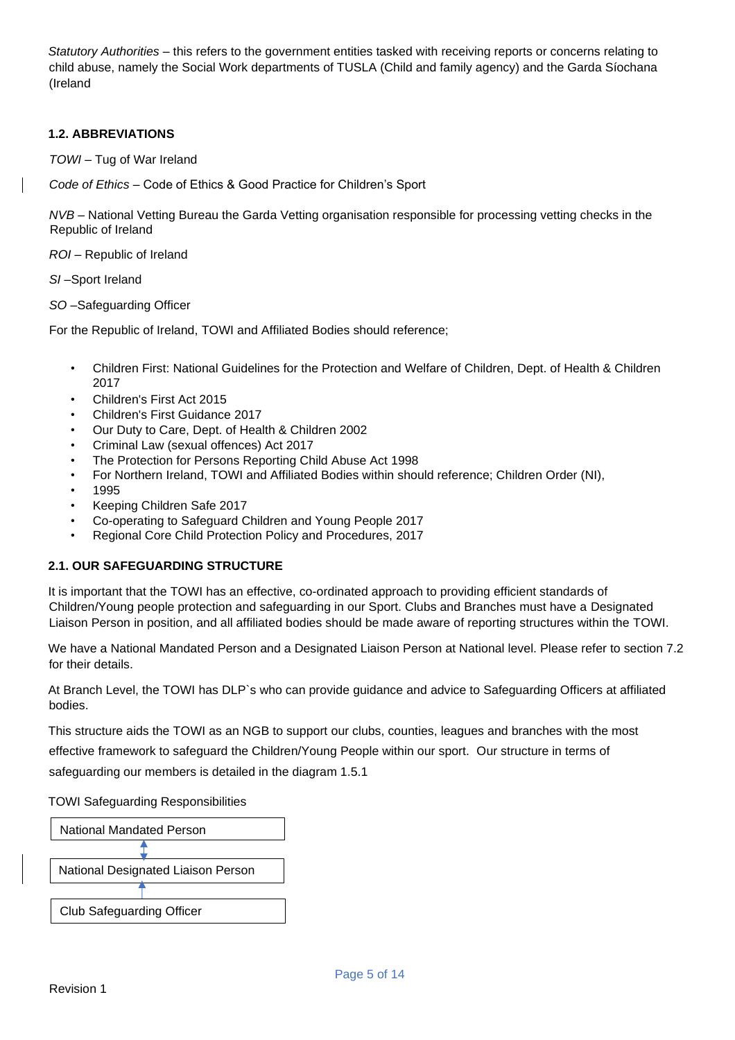*Statutory Authorities* – this refers to the government entities tasked with receiving reports or concerns relating to child abuse, namely the Social Work departments of TUSLA (Child and family agency) and the Garda Síochana (Ireland

### 1.2. ABBREVIATIONS

*TOWI* – Tug of War Ireland

*Code of Ethics* – Code of Ethics & Good Practice for Children's Sport

*NVB* – National Vetting Bureau the Garda Vetting organisation responsible for processing vetting checks in the Republic of Ireland

*ROI* – Republic of Ireland

*SI* –Sport Ireland

*SO* –Safeguarding Officer

For the Republic of Ireland, TOWI and Affiliated Bodies should reference;

- Children First: National Guidelines for the Protection and Welfare of Children, Dept. of Health & Children 2017
- Children's First Act 2015
- Children's First Guidance 2017
- Our Duty to Care, Dept. of Health & Children 2002
- Criminal Law (sexual offences) Act 2017
- The Protection for Persons Reporting Child Abuse Act 1998
- For Northern Ireland, TOWI and Affiliated Bodies within should reference; Children Order (NI),
- 1995
- Keeping Children Safe 2017
- Co-operating to Safeguard Children and Young People 2017
- Regional Core Child Protection Policy and Procedures, 2017

### 2.1. OUR SAFEGUARDING STRUCTURE

It is important that the TOWI has an effective, co-ordinated approach to providing efficient standards of Children/Young people protection and safeguarding in our Sport. Clubs and Branches must have a Designated Liaison Person in position, and all affiliated bodies should be made aware of reporting structures within the TOWI.

We have a National Mandated Person and a Designated Liaison Person at National level. Please refer to section 7.2 for their details.

At Branch Level, the TOWI has DLP`s who can provide guidance and advice to Safeguarding Officers at affiliated bodies.

This structure aids the TOWI as an NGB to support our clubs, counties, leagues and branches with the most effective framework to safeguard the Children/Young People within our sport. Our structure in terms of safeguarding our members is detailed in the diagram 1.5.1

TOWI Safeguarding Responsibilities

National Mandated Person

↕

National Designated Liaison Person

↑

Club Safeguarding Officer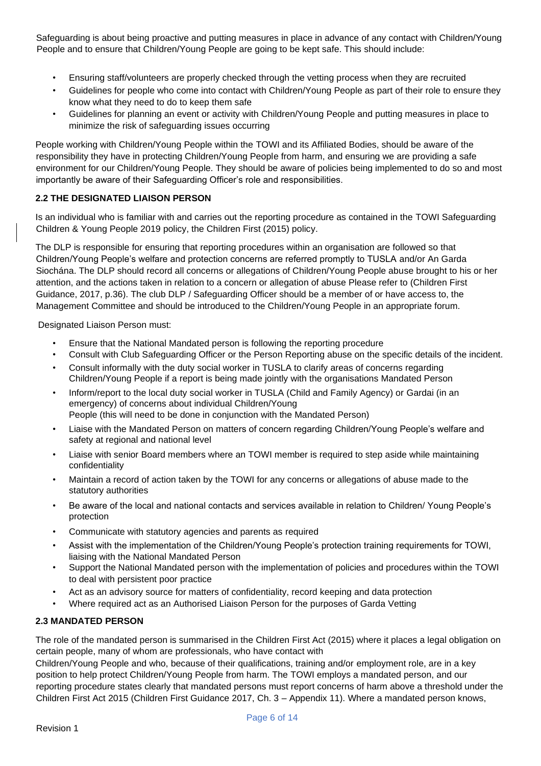Safeguarding is about being proactive and putting measures in place in advance of any contact with Children/Young People and to ensure that Children/Young People are going to be kept safe. This should include:

- Ensuring staff/volunteers are properly checked through the vetting process when they are recruited
- Guidelines for people who come into contact with Children/Young People as part of their role to ensure they know what they need to do to keep them safe
- Guidelines for planning an event or activity with Children/Young People and putting measures in place to minimize the risk of safeguarding issues occurring

People working with Children/Young People within the TOWI and its Affiliated Bodies, should be aware of the responsibility they have in protecting Children/Young People from harm, and ensuring we are providing a safe environment for our Children/Young People. They should be aware of policies being implemented to do so and most importantly be aware of their Safeguarding Officer's role and responsibilities.

### 2.2 THE DESIGNATED LIAISON PERSON

Is an individual who is familiar with and carries out the reporting procedure as contained in the TOWI Safeguarding Children & Young People 2019 policy, the Children First (2015) policy.

The DLP is responsible for ensuring that reporting procedures within an organisation are followed so that Children/Young People's welfare and protection concerns are referred promptly to TUSLA and/or An Garda Siochána. The DLP should record all concerns or allegations of Children/Young People abuse brought to his or her attention, and the actions taken in relation to a concern or allegation of abuse Please refer to (Children First Guidance, 2017, p.36). The club DLP / Safeguarding Officer should be a member of or have access to, the Management Committee and should be introduced to the Children/Young People in an appropriate forum.

Designated Liaison Person must:

- Ensure that the National Mandated person is following the reporting procedure
- Consult with Club Safeguarding Officer or the Person Reporting abuse on the specific details of the incident.
- Consult informally with the duty social worker in TUSLA to clarify areas of concerns regarding Children/Young People if a report is being made jointly with the organisations Mandated Person
- Inform/report to the local duty social worker in TUSLA (Child and Family Agency) or Gardai (in an emergency) of concerns about individual Children/Young People (this will need to be done in conjunction with the Mandated Person)
- Liaise with the Mandated Person on matters of concern regarding Children/Young People's welfare and safety at regional and national level
- Liaise with senior Board members where an TOWI member is required to step aside while maintaining confidentiality
- Maintain a record of action taken by the TOWI for any concerns or allegations of abuse made to the statutory authorities
- Be aware of the local and national contacts and services available in relation to Children/ Young People's protection
- Communicate with statutory agencies and parents as required
- Assist with the implementation of the Children/Young People's protection training requirements for TOWI, liaising with the National Mandated Person
- Support the National Mandated person with the implementation of policies and procedures within the TOWI to deal with persistent poor practice
- Act as an advisory source for matters of confidentiality, record keeping and data protection
- Where required act as an Authorised Liaison Person for the purposes of Garda Vetting

### 2.3 MANDATED PERSON

The role of the mandated person is summarised in the Children First Act (2015) where it places a legal obligation on certain people, many of whom are professionals, who have contact with Children/Young People and who, because of their qualifications, training and/or employment role, are in a key position to help protect Children/Young People from harm. The TOWI employs a mandated person, and our reporting procedure states clearly that mandated persons must report concerns of harm above a threshold under the Children First Act 2015 (Children First Guidance 2017, Ch. 3 – Appendix 11). Where a mandated person knows,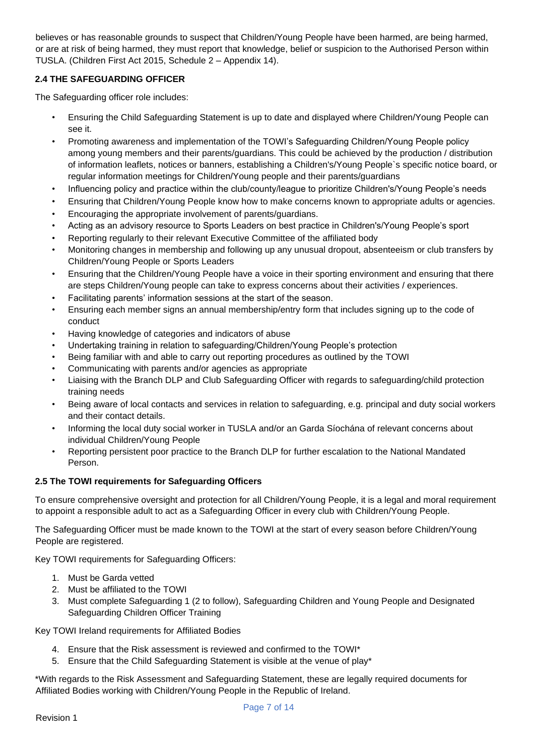believes or has reasonable grounds to suspect that Children/Young People have been harmed, are being harmed, or are at risk of being harmed, they must report that knowledge, belief or suspicion to the Authorised Person within TUSLA. (Children First Act 2015, Schedule 2 – Appendix 14).

### 2.4 THE SAFEGUARDING OFFICER

The Safeguarding officer role includes:

- Ensuring the Child Safeguarding Statement is up to date and displayed where Children/Young People can see it.
- Promoting awareness and implementation of the TOWI's Safeguarding Children/Young People policy among young members and their parents/guardians. This could be achieved by the production / distribution of information leaflets, notices or banners, establishing a Children's/Young People`s specific notice board, or regular information meetings for Children/Young people and their parents/guardians
- Influencing policy and practice within the club/county/league to prioritize Children's/Young People's needs
- Ensuring that Children/Young People know how to make concerns known to appropriate adults or agencies.
- Encouraging the appropriate involvement of parents/guardians.
- Acting as an advisory resource to Sports Leaders on best practice in Children's/Young People's sport
- Reporting regularly to their relevant Executive Committee of the affiliated body
- Monitoring changes in membership and following up any unusual dropout, absenteeism or club transfers by Children/Young People or Sports Leaders
- Ensuring that the Children/Young People have a voice in their sporting environment and ensuring that there are steps Children/Young people can take to express concerns about their activities / experiences.
- Facilitating parents' information sessions at the start of the season.
- Ensuring each member signs an annual membership/entry form that includes signing up to the code of conduct
- Having knowledge of categories and indicators of abuse
- Undertaking training in relation to safeguarding/Children/Young People's protection
- Being familiar with and able to carry out reporting procedures as outlined by the TOWI
- Communicating with parents and/or agencies as appropriate
- Liaising with the Branch DLP and Club Safeguarding Officer with regards to safeguarding/child protection training needs
- Being aware of local contacts and services in relation to safeguarding, e.g. principal and duty social workers and their contact details.
- Informing the local duty social worker in TUSLA and/or an Garda Síochána of relevant concerns about individual Children/Young People
- Reporting persistent poor practice to the Branch DLP for further escalation to the National Mandated Person.

### 2.5 The TOWI requirements for Safeguarding Officers

To ensure comprehensive oversight and protection for all Children/Young People, it is a legal and moral requirement to appoint a responsible adult to act as a Safeguarding Officer in every club with Children/Young People.

The Safeguarding Officer must be made known to the TOWI at the start of every season before Children/Young People are registered.

Key TOWI requirements for Safeguarding Officers:

1. Must be Garda vetted
2. Must be affiliated to the TOWI
3. Must complete Safeguarding 1 (2 to follow), Safeguarding Children and Young People and Designated Safeguarding Children Officer Training

Key TOWI Ireland requirements for Affiliated Bodies

4. Ensure that the Risk assessment is reviewed and confirmed to the TOWI*
5. Ensure that the Child Safeguarding Statement is visible at the venue of play*

*With regards to the Risk Assessment and Safeguarding Statement, these are legally required documents for Affiliated Bodies working with Children/Young People in the Republic of Ireland.

Revision 1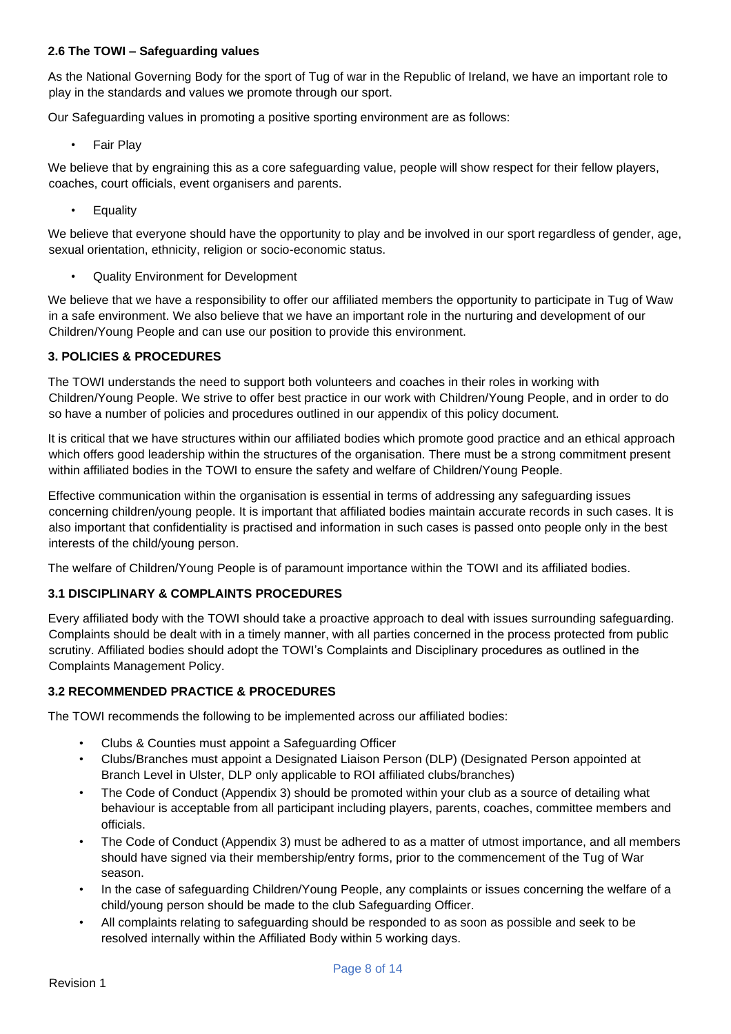### 2.6 The TOWI – Safeguarding values

As the National Governing Body for the sport of Tug of war in the Republic of Ireland, we have an important role to play in the standards and values we promote through our sport.

Our Safeguarding values in promoting a positive sporting environment are as follows:

- Fair Play

We believe that by engraining this as a core safeguarding value, people will show respect for their fellow players, coaches, court officials, event organisers and parents.

- Equality

We believe that everyone should have the opportunity to play and be involved in our sport regardless of gender, age, sexual orientation, ethnicity, religion or socio-economic status.

- Quality Environment for Development

We believe that we have a responsibility to offer our affiliated members the opportunity to participate in Tug of Waw in a safe environment. We also believe that we have an important role in the nurturing and development of our Children/Young People and can use our position to provide this environment.

## 3. POLICIES & PROCEDURES

The TOWI understands the need to support both volunteers and coaches in their roles in working with Children/Young People. We strive to offer best practice in our work with Children/Young People, and in order to do so have a number of policies and procedures outlined in our appendix of this policy document.

It is critical that we have structures within our affiliated bodies which promote good practice and an ethical approach which offers good leadership within the structures of the organisation. There must be a strong commitment present within affiliated bodies in the TOWI to ensure the safety and welfare of Children/Young People.

Effective communication within the organisation is essential in terms of addressing any safeguarding issues concerning children/young people. It is important that affiliated bodies maintain accurate records in such cases. It is also important that confidentiality is practised and information in such cases is passed onto people only in the best interests of the child/young person.

The welfare of Children/Young People is of paramount importance within the TOWI and its affiliated bodies.

### 3.1 DISCIPLINARY & COMPLAINTS PROCEDURES

Every affiliated body with the TOWI should take a proactive approach to deal with issues surrounding safeguarding. Complaints should be dealt with in a timely manner, with all parties concerned in the process protected from public scrutiny. Affiliated bodies should adopt the TOWI's Complaints and Disciplinary procedures as outlined in the Complaints Management Policy.

### 3.2 RECOMMENDED PRACTICE & PROCEDURES

The TOWI recommends the following to be implemented across our affiliated bodies:

- Clubs & Counties must appoint a Safeguarding Officer
- Clubs/Branches must appoint a Designated Liaison Person (DLP) (Designated Person appointed at Branch Level in Ulster, DLP only applicable to ROI affiliated clubs/branches)
- The Code of Conduct (Appendix 3) should be promoted within your club as a source of detailing what behaviour is acceptable from all participant including players, parents, coaches, committee members and officials.
- The Code of Conduct (Appendix 3) must be adhered to as a matter of utmost importance, and all members should have signed via their membership/entry forms, prior to the commencement of the Tug of War season.
- In the case of safeguarding Children/Young People, any complaints or issues concerning the welfare of a child/young person should be made to the club Safeguarding Officer.
- All complaints relating to safeguarding should be responded to as soon as possible and seek to be resolved internally within the Affiliated Body within 5 working days.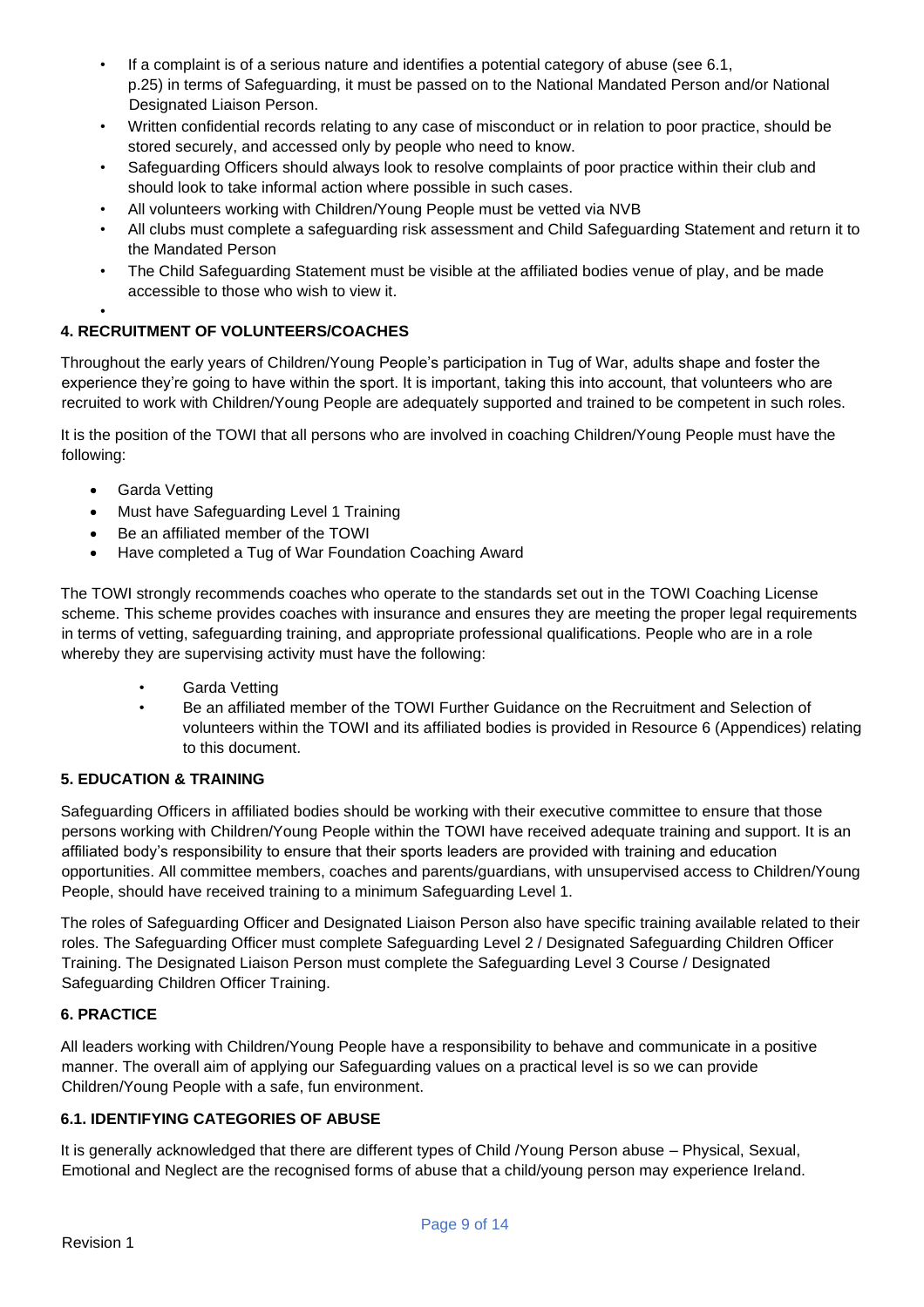- If a complaint is of a serious nature and identifies a potential category of abuse (see 6.1, p.25) in terms of Safeguarding, it must be passed on to the National Mandated Person and/or National Designated Liaison Person.
- Written confidential records relating to any case of misconduct or in relation to poor practice, should be stored securely, and accessed only by people who need to know.
- Safeguarding Officers should always look to resolve complaints of poor practice within their club and should look to take informal action where possible in such cases.
- All volunteers working with Children/Young People must be vetted via NVB
- All clubs must complete a safeguarding risk assessment and Child Safeguarding Statement and return it to the Mandated Person
- The Child Safeguarding Statement must be visible at the affiliated bodies venue of play, and be made accessible to those who wish to view it.

## 4. RECRUITMENT OF VOLUNTEERS/COACHES

Throughout the early years of Children/Young People's participation in Tug of War, adults shape and foster the experience they're going to have within the sport. It is important, taking this into account, that volunteers who are recruited to work with Children/Young People are adequately supported and trained to be competent in such roles.

It is the position of the TOWI that all persons who are involved in coaching Children/Young People must have the following:

- Garda Vetting
- Must have Safeguarding Level 1 Training
- Be an affiliated member of the TOWI
- Have completed a Tug of War Foundation Coaching Award

The TOWI strongly recommends coaches who operate to the standards set out in the TOWI Coaching License scheme. This scheme provides coaches with insurance and ensures they are meeting the proper legal requirements in terms of vetting, safeguarding training, and appropriate professional qualifications. People who are in a role whereby they are supervising activity must have the following:

- Garda Vetting
- Be an affiliated member of the TOWI Further Guidance on the Recruitment and Selection of volunteers within the TOWI and its affiliated bodies is provided in Resource 6 (Appendices) relating to this document.

## 5. EDUCATION & TRAINING

Safeguarding Officers in affiliated bodies should be working with their executive committee to ensure that those persons working with Children/Young People within the TOWI have received adequate training and support. It is an affiliated body's responsibility to ensure that their sports leaders are provided with training and education opportunities. All committee members, coaches and parents/guardians, with unsupervised access to Children/Young People, should have received training to a minimum Safeguarding Level 1.

The roles of Safeguarding Officer and Designated Liaison Person also have specific training available related to their roles. The Safeguarding Officer must complete Safeguarding Level 2 / Designated Safeguarding Children Officer Training. The Designated Liaison Person must complete the Safeguarding Level 3 Course / Designated Safeguarding Children Officer Training.

## 6. PRACTICE

All leaders working with Children/Young People have a responsibility to behave and communicate in a positive manner. The overall aim of applying our Safeguarding values on a practical level is so we can provide Children/Young People with a safe, fun environment.

### 6.1. IDENTIFYING CATEGORIES OF ABUSE

It is generally acknowledged that there are different types of Child /Young Person abuse – Physical, Sexual, Emotional and Neglect are the recognised forms of abuse that a child/young person may experience Ireland.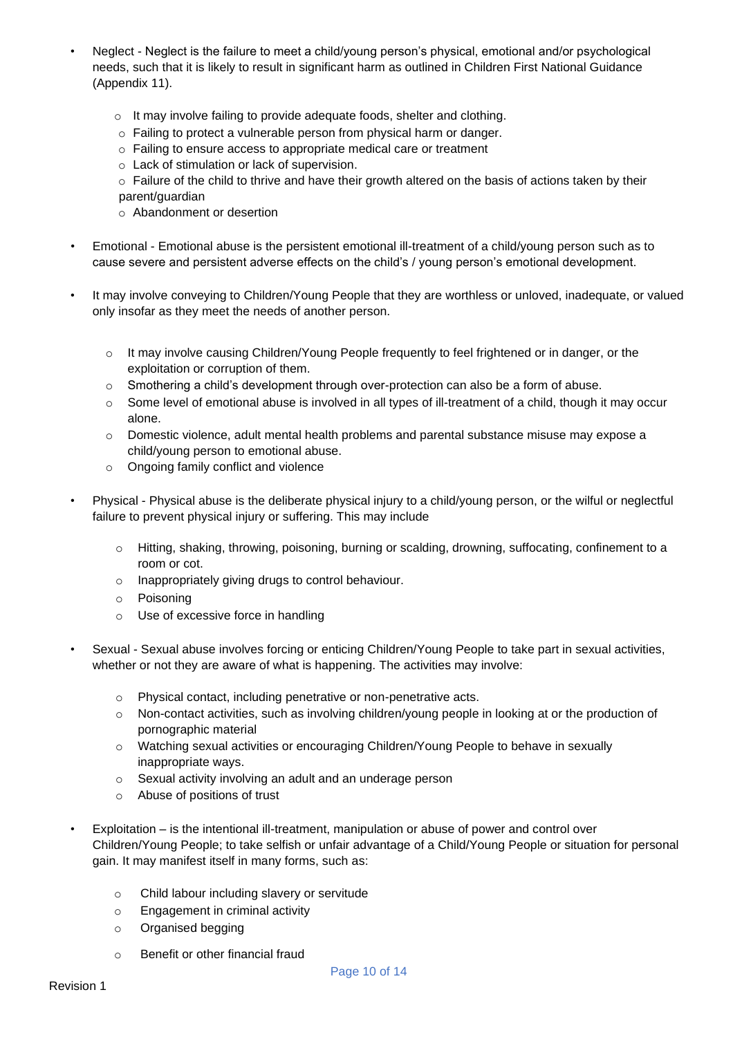- Neglect - Neglect is the failure to meet a child/young person's physical, emotional and/or psychological needs, such that it is likely to result in significant harm as outlined in Children First National Guidance (Appendix 11).
    - It may involve failing to provide adequate foods, shelter and clothing.
    - Failing to protect a vulnerable person from physical harm or danger.
    - Failing to ensure access to appropriate medical care or treatment
    - Lack of stimulation or lack of supervision.
    - Failure of the child to thrive and have their growth altered on the basis of actions taken by their parent/guardian
    - Abandonment or desertion

- Emotional - Emotional abuse is the persistent emotional ill-treatment of a child/young person such as to cause severe and persistent adverse effects on the child's / young person's emotional development.

- It may involve conveying to Children/Young People that they are worthless or unloved, inadequate, or valued only insofar as they meet the needs of another person.
    - It may involve causing Children/Young People frequently to feel frightened or in danger, or the exploitation or corruption of them.
    - Smothering a child's development through over-protection can also be a form of abuse.
    - Some level of emotional abuse is involved in all types of ill-treatment of a child, though it may occur alone.
    - Domestic violence, adult mental health problems and parental substance misuse may expose a child/young person to emotional abuse.
    - Ongoing family conflict and violence

- Physical - Physical abuse is the deliberate physical injury to a child/young person, or the wilful or neglectful failure to prevent physical injury or suffering. This may include
    - Hitting, shaking, throwing, poisoning, burning or scalding, drowning, suffocating, confinement to a room or cot.
    - Inappropriately giving drugs to control behaviour.
    - Poisoning
    - Use of excessive force in handling

- Sexual - Sexual abuse involves forcing or enticing Children/Young People to take part in sexual activities, whether or not they are aware of what is happening. The activities may involve:
    - Physical contact, including penetrative or non-penetrative acts.
    - Non-contact activities, such as involving children/young people in looking at or the production of pornographic material
    - Watching sexual activities or encouraging Children/Young People to behave in sexually inappropriate ways.
    - Sexual activity involving an adult and an underage person
    - Abuse of positions of trust

- Exploitation – is the intentional ill-treatment, manipulation or abuse of power and control over Children/Young People; to take selfish or unfair advantage of a Child/Young People or situation for personal gain. It may manifest itself in many forms, such as:
    - Child labour including slavery or servitude
    - Engagement in criminal activity
    - Organised begging
    - Benefit or other financial fraud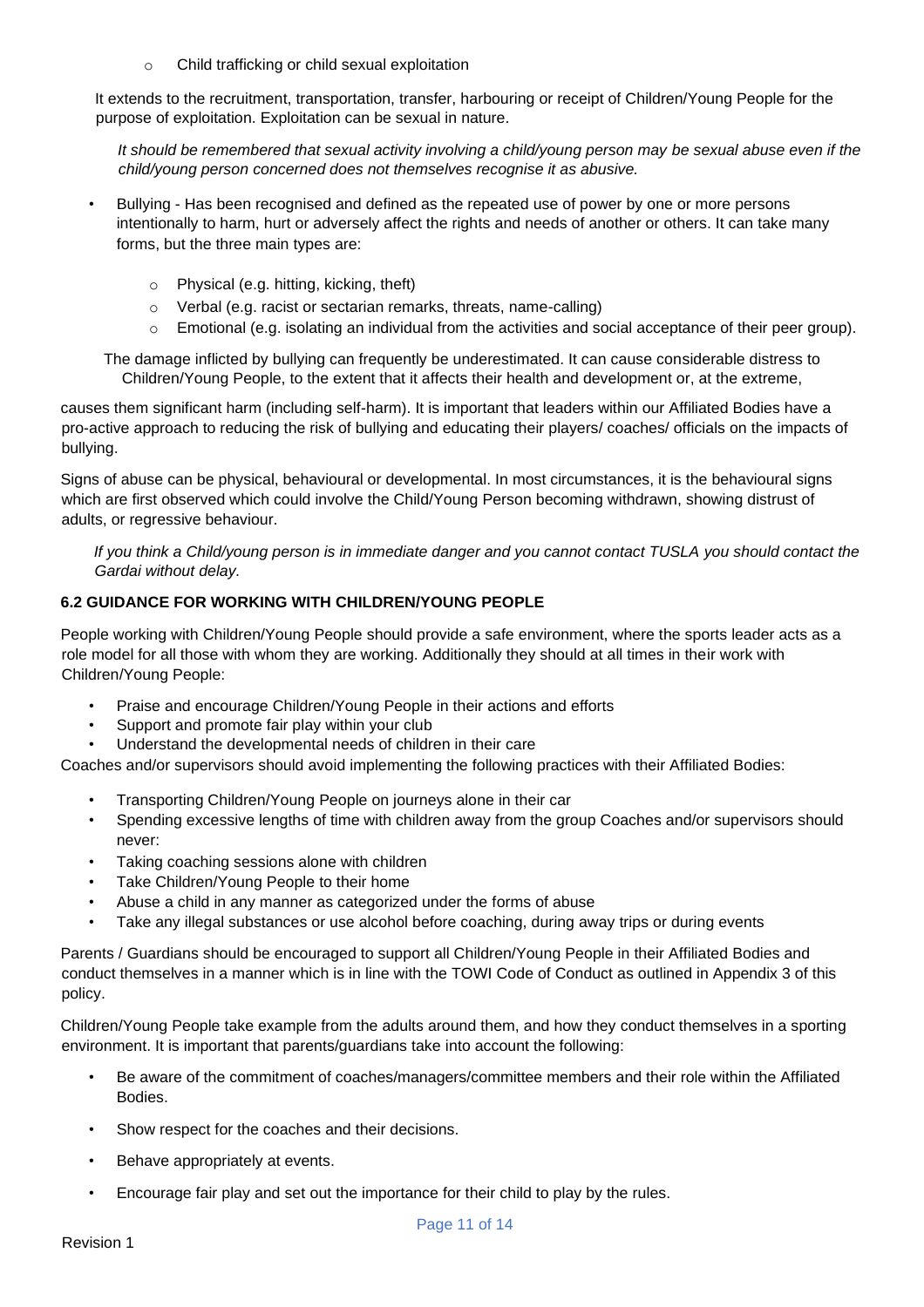- Child trafficking or child sexual exploitation

It extends to the recruitment, transportation, transfer, harbouring or receipt of Children/Young People for the purpose of exploitation. Exploitation can be sexual in nature.

*It should be remembered that sexual activity involving a child/young person may be sexual abuse even if the child/young person concerned does not themselves recognise it as abusive.*

- Bullying - Has been recognised and defined as the repeated use of power by one or more persons intentionally to harm, hurt or adversely affect the rights and needs of another or others. It can take many forms, but the three main types are:
  - Physical (e.g. hitting, kicking, theft)
  - Verbal (e.g. racist or sectarian remarks, threats, name-calling)
  - Emotional (e.g. isolating an individual from the activities and social acceptance of their peer group).

The damage inflicted by bullying can frequently be underestimated. It can cause considerable distress to Children/Young People, to the extent that it affects their health and development or, at the extreme, causes them significant harm (including self-harm). It is important that leaders within our Affiliated Bodies have a pro-active approach to reducing the risk of bullying and educating their players/ coaches/ officials on the impacts of bullying.

Signs of abuse can be physical, behavioural or developmental. In most circumstances, it is the behavioural signs which are first observed which could involve the Child/Young Person becoming withdrawn, showing distrust of adults, or regressive behaviour.

*If you think a Child/young person is in immediate danger and you cannot contact TUSLA you should contact the Gardai without delay.*

**6.2 GUIDANCE FOR WORKING WITH CHILDREN/YOUNG PEOPLE**

People working with Children/Young People should provide a safe environment, where the sports leader acts as a role model for all those with whom they are working. Additionally they should at all times in their work with Children/Young People:

- Praise and encourage Children/Young People in their actions and efforts
- Support and promote fair play within your club
- Understand the developmental needs of children in their care

Coaches and/or supervisors should avoid implementing the following practices with their Affiliated Bodies:

- Transporting Children/Young People on journeys alone in their car
- Spending excessive lengths of time with children away from the group Coaches and/or supervisors should never:
- Taking coaching sessions alone with children
- Take Children/Young People to their home
- Abuse a child in any manner as categorized under the forms of abuse
- Take any illegal substances or use alcohol before coaching, during away trips or during events

Parents / Guardians should be encouraged to support all Children/Young People in their Affiliated Bodies and conduct themselves in a manner which is in line with the TOWI Code of Conduct as outlined in Appendix 3 of this policy.

Children/Young People take example from the adults around them, and how they conduct themselves in a sporting environment. It is important that parents/guardians take into account the following:

- Be aware of the commitment of coaches/managers/committee members and their role within the Affiliated Bodies.
- Show respect for the coaches and their decisions.
- Behave appropriately at events.
- Encourage fair play and set out the importance for their child to play by the rules.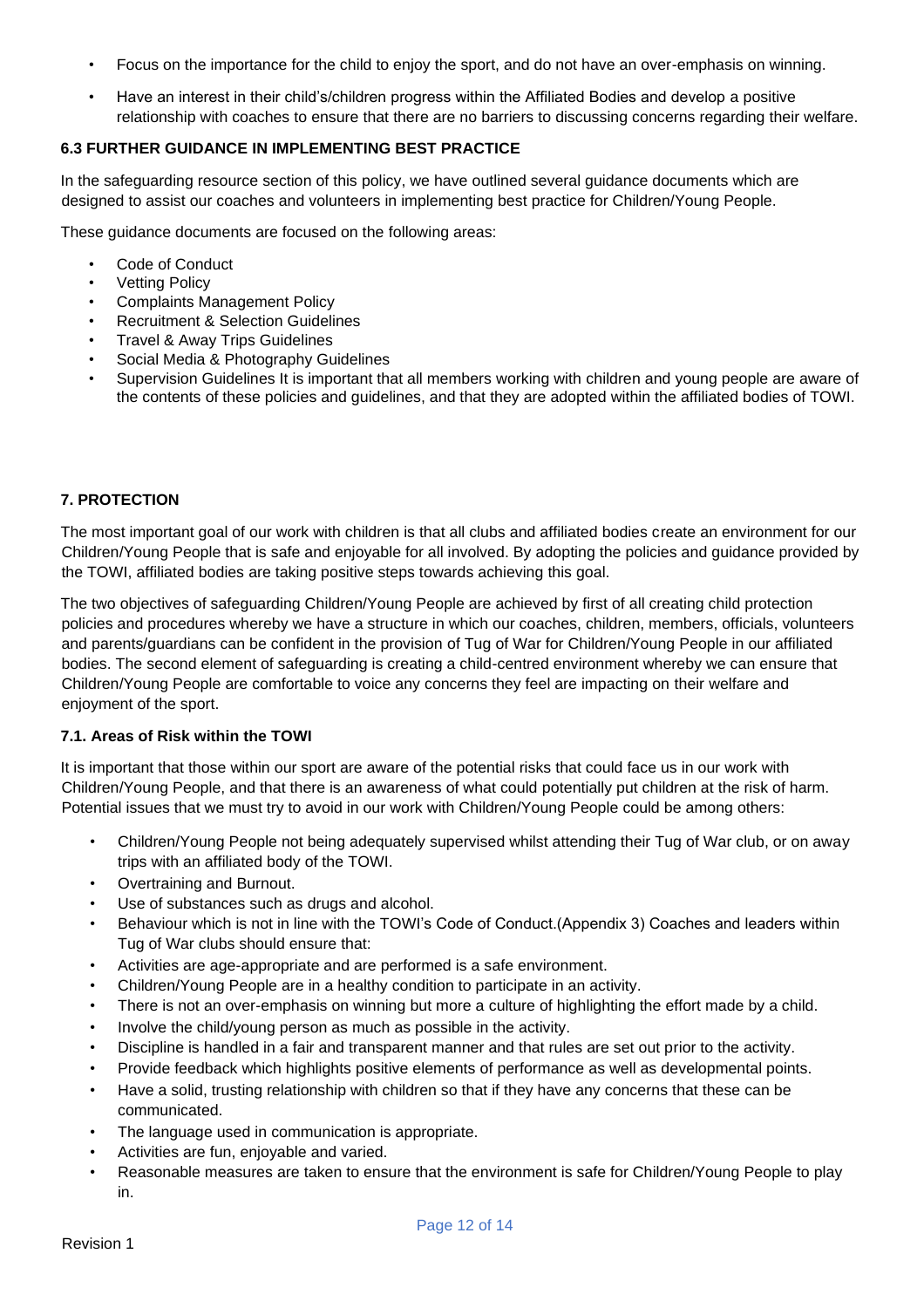- Focus on the importance for the child to enjoy the sport, and do not have an over-emphasis on winning.
- Have an interest in their child's/children progress within the Affiliated Bodies and develop a positive relationship with coaches to ensure that there are no barriers to discussing concerns regarding their welfare.

### 6.3 FURTHER GUIDANCE IN IMPLEMENTING BEST PRACTICE

In the safeguarding resource section of this policy, we have outlined several guidance documents which are designed to assist our coaches and volunteers in implementing best practice for Children/Young People.

These guidance documents are focused on the following areas:

- Code of Conduct
- Vetting Policy
- Complaints Management Policy
- Recruitment & Selection Guidelines
- Travel & Away Trips Guidelines
- Social Media & Photography Guidelines
- Supervision Guidelines It is important that all members working with children and young people are aware of the contents of these policies and guidelines, and that they are adopted within the affiliated bodies of TOWI.

## 7. PROTECTION

The most important goal of our work with children is that all clubs and affiliated bodies create an environment for our Children/Young People that is safe and enjoyable for all involved. By adopting the policies and guidance provided by the TOWI, affiliated bodies are taking positive steps towards achieving this goal.

The two objectives of safeguarding Children/Young People are achieved by first of all creating child protection policies and procedures whereby we have a structure in which our coaches, children, members, officials, volunteers and parents/guardians can be confident in the provision of Tug of War for Children/Young People in our affiliated bodies. The second element of safeguarding is creating a child-centred environment whereby we can ensure that Children/Young People are comfortable to voice any concerns they feel are impacting on their welfare and enjoyment of the sport.

### 7.1. Areas of Risk within the TOWI

It is important that those within our sport are aware of the potential risks that could face us in our work with Children/Young People, and that there is an awareness of what could potentially put children at the risk of harm. Potential issues that we must try to avoid in our work with Children/Young People could be among others:

- Children/Young People not being adequately supervised whilst attending their Tug of War club, or on away trips with an affiliated body of the TOWI.
- Overtraining and Burnout.
- Use of substances such as drugs and alcohol.
- Behaviour which is not in line with the TOWI's Code of Conduct.(Appendix 3) Coaches and leaders within Tug of War clubs should ensure that:
- Activities are age-appropriate and are performed is a safe environment.
- Children/Young People are in a healthy condition to participate in an activity.
- There is not an over-emphasis on winning but more a culture of highlighting the effort made by a child.
- Involve the child/young person as much as possible in the activity.
- Discipline is handled in a fair and transparent manner and that rules are set out prior to the activity.
- Provide feedback which highlights positive elements of performance as well as developmental points.
- Have a solid, trusting relationship with children so that if they have any concerns that these can be communicated.
- The language used in communication is appropriate.
- Activities are fun, enjoyable and varied.
- Reasonable measures are taken to ensure that the environment is safe for Children/Young People to play in.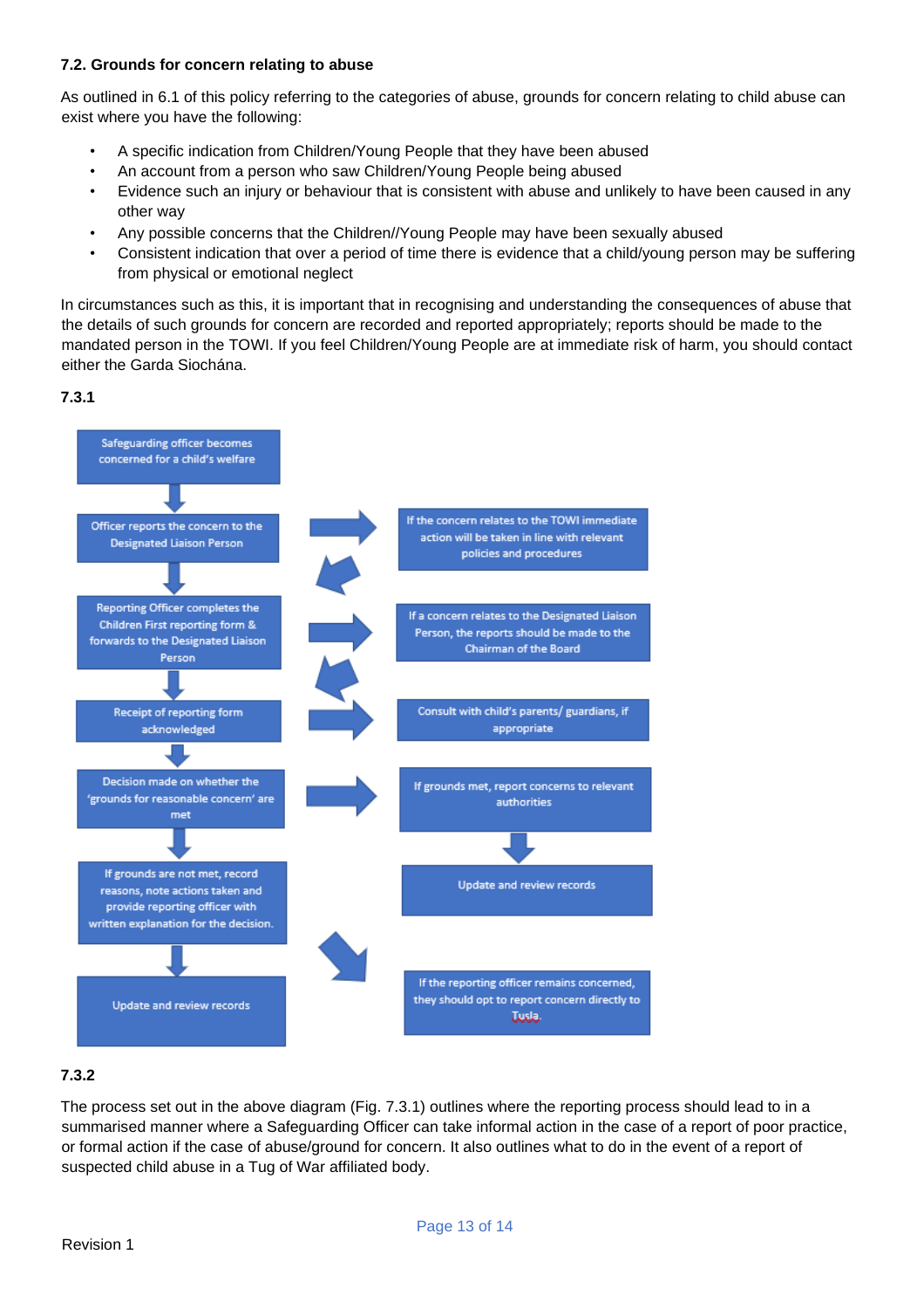**7.2. Grounds for concern relating to abuse**

As outlined in 6.1 of this policy referring to the categories of abuse, grounds for concern relating to child abuse can exist where you have the following:

- A specific indication from Children/Young People that they have been abused
- An account from a person who saw Children/Young People being abused
- Evidence such an injury or behaviour that is consistent with abuse and unlikely to have been caused in any other way
- Any possible concerns that the Children//Young People may have been sexually abused
- Consistent indication that over a period of time there is evidence that a child/young person may be suffering from physical or emotional neglect

In circumstances such as this, it is important that in recognising and understanding the consequences of abuse that the details of such grounds for concern are recorded and reported appropriately; reports should be made to the mandated person in the TOWI. If you feel Children/Young People are at immediate risk of harm, you should contact either the Garda Siochána.

**7.3.1**

Safeguarding officer becomes concerned for a child's welfare

Officer reports the concern to the Designated Liaison Person

Reporting Officer completes the Children First reporting form & forwards to the Designated Liaison Person

Receipt of reporting form acknowledged

Decision made on whether the 'grounds for reasonable concern' are met

If grounds are not met, record reasons, note actions taken and provide reporting officer with written explanation for the decision.

Update and review records

If the concern relates to the TOWI immediate action will be taken in line with relevant policies and procedures

If a concern relates to the Designated Liaison Person, the reports should be made to the Chairman of the Board

Consult with child's parents/ guardians, if appropriate

If grounds met, report concerns to relevant authorities

Update and review records

If the reporting officer remains concerned, they should opt to report concern directly to Tusla.

**7.3.2**

The process set out in the above diagram (Fig. 7.3.1) outlines where the reporting process should lead to in a summarised manner where a Safeguarding Officer can take informal action in the case of a report of poor practice, or formal action if the case of abuse/ground for concern. It also outlines what to do in the event of a report of suspected child abuse in a Tug of War affiliated body.

Revision 1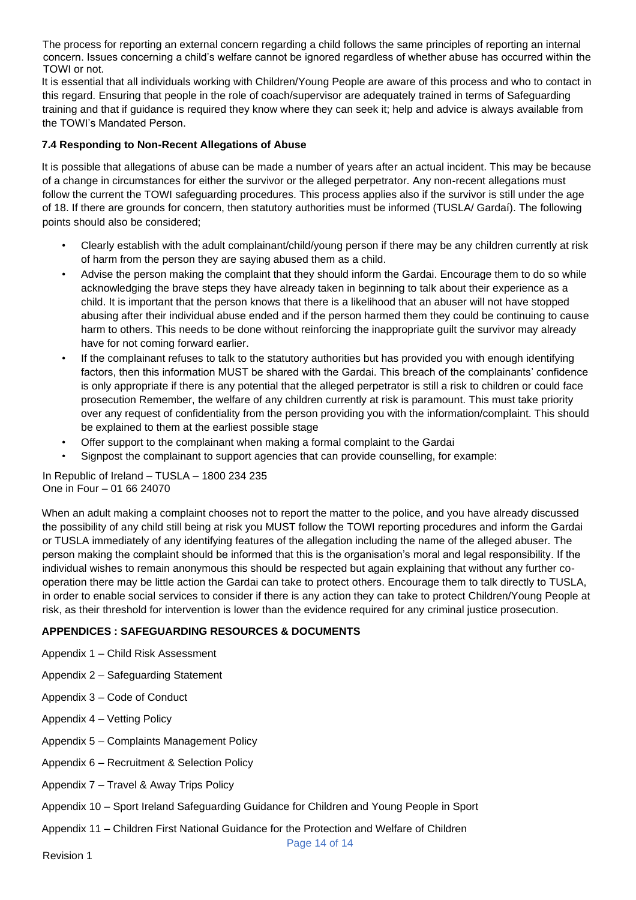The process for reporting an external concern regarding a child follows the same principles of reporting an internal concern. Issues concerning a child's welfare cannot be ignored regardless of whether abuse has occurred within the TOWI or not.

It is essential that all individuals working with Children/Young People are aware of this process and who to contact in this regard. Ensuring that people in the role of coach/supervisor are adequately trained in terms of Safeguarding training and that if guidance is required they know where they can seek it; help and advice is always available from the TOWI's Mandated Person.

### 7.4 Responding to Non-Recent Allegations of Abuse

It is possible that allegations of abuse can be made a number of years after an actual incident. This may be because of a change in circumstances for either the survivor or the alleged perpetrator. Any non-recent allegations must follow the current the TOWI safeguarding procedures. This process applies also if the survivor is still under the age of 18. If there are grounds for concern, then statutory authorities must be informed (TUSLA/ Gardaí). The following points should also be considered;

- Clearly establish with the adult complainant/child/young person if there may be any children currently at risk of harm from the person they are saying abused them as a child.
- Advise the person making the complaint that they should inform the Gardai. Encourage them to do so while acknowledging the brave steps they have already taken in beginning to talk about their experience as a child. It is important that the person knows that there is a likelihood that an abuser will not have stopped abusing after their individual abuse ended and if the person harmed them they could be continuing to cause harm to others. This needs to be done without reinforcing the inappropriate guilt the survivor may already have for not coming forward earlier.
- If the complainant refuses to talk to the statutory authorities but has provided you with enough identifying factors, then this information MUST be shared with the Gardai. This breach of the complainants' confidence is only appropriate if there is any potential that the alleged perpetrator is still a risk to children or could face prosecution Remember, the welfare of any children currently at risk is paramount. This must take priority over any request of confidentiality from the person providing you with the information/complaint. This should be explained to them at the earliest possible stage
- Offer support to the complainant when making a formal complaint to the Gardai
- Signpost the complainant to support agencies that can provide counselling, for example:

In Republic of Ireland – TUSLA – 1800 234 235
One in Four – 01 66 24070

When an adult making a complaint chooses not to report the matter to the police, and you have already discussed the possibility of any child still being at risk you MUST follow the TOWI reporting procedures and inform the Gardai or TUSLA immediately of any identifying features of the allegation including the name of the alleged abuser. The person making the complaint should be informed that this is the organisation's moral and legal responsibility. If the individual wishes to remain anonymous this should be respected but again explaining that without any further co-operation there may be little action the Gardai can take to protect others. Encourage them to talk directly to TUSLA, in order to enable social services to consider if there is any action they can take to protect Children/Young People at risk, as their threshold for intervention is lower than the evidence required for any criminal justice prosecution.

### APPENDICES : SAFEGUARDING RESOURCES & DOCUMENTS

Appendix 1 – Child Risk Assessment

Appendix 2 – Safeguarding Statement

Appendix 3 – Code of Conduct

Appendix 4 – Vetting Policy

Appendix 5 – Complaints Management Policy

Appendix 6 – Recruitment & Selection Policy

Appendix 7 – Travel & Away Trips Policy

Appendix 10 – Sport Ireland Safeguarding Guidance for Children and Young People in Sport

Appendix 11 – Children First National Guidance for the Protection and Welfare of Children

Revision 1